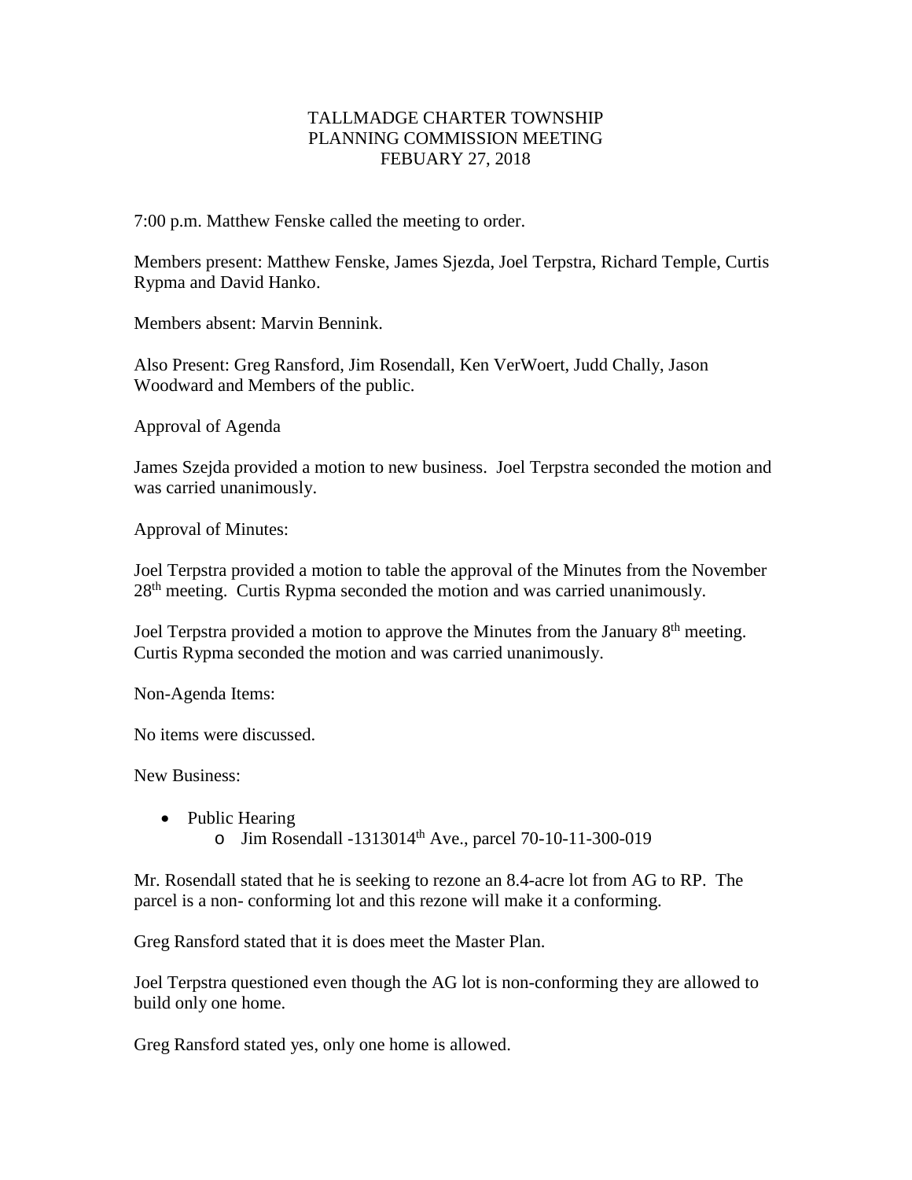TALLMADGE CHARTER TOWNSHIP
PLANNING COMMISSION MEETING
FEBUARY 27, 2018

7:00 p.m. Matthew Fenske called the meeting to order.

Members present: Matthew Fenske, James Sjezda, Joel Terpstra, Richard Temple, Curtis Rypma and David Hanko.

Members absent: Marvin Bennink.

Also Present: Greg Ransford, Jim Rosendall, Ken VerWoert, Judd Chally, Jason Woodward and Members of the public.

Approval of Agenda

James Szejda provided a motion to new business. Joel Terpstra seconded the motion and was carried unanimously.

Approval of Minutes:

Joel Terpstra provided a motion to table the approval of the Minutes from the November 28th meeting. Curtis Rypma seconded the motion and was carried unanimously.

Joel Terpstra provided a motion to approve the Minutes from the January 8th meeting. Curtis Rypma seconded the motion and was carried unanimously.

Non-Agenda Items:

No items were discussed.

New Business:

- Public Hearing
  - Jim Rosendall -1313014th Ave., parcel 70-10-11-300-019

Mr. Rosendall stated that he is seeking to rezone an 8.4-acre lot from AG to RP. The parcel is a non- conforming lot and this rezone will make it a conforming.

Greg Ransford stated that it is does meet the Master Plan.

Joel Terpstra questioned even though the AG lot is non-conforming they are allowed to build only one home.

Greg Ransford stated yes, only one home is allowed.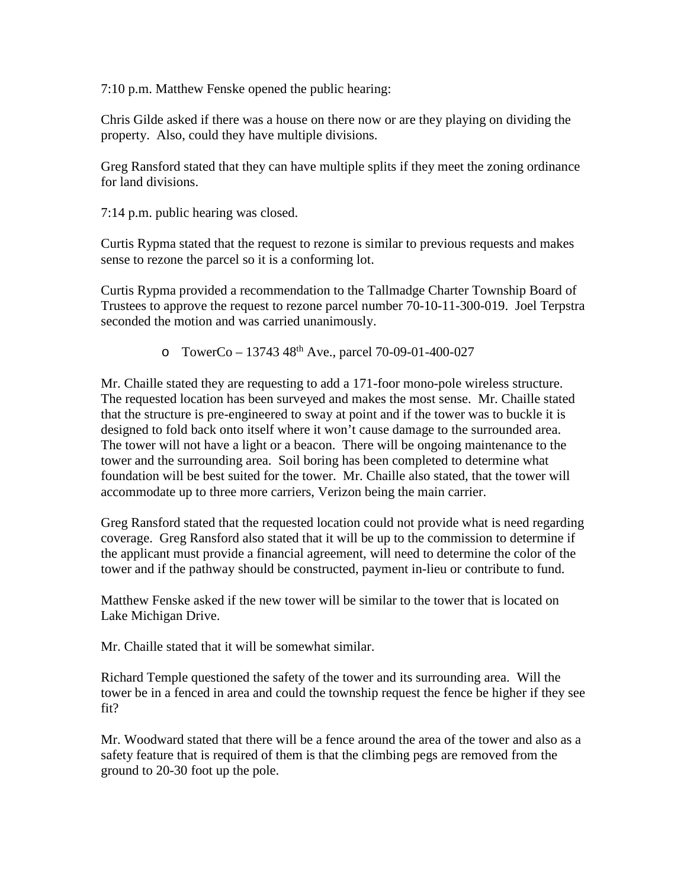7:10 p.m. Matthew Fenske opened the public hearing:

Chris Gilde asked if there was a house on there now or are they playing on dividing the property. Also, could they have multiple divisions.

Greg Ransford stated that they can have multiple splits if they meet the zoning ordinance for land divisions.

7:14 p.m. public hearing was closed.

Curtis Rypma stated that the request to rezone is similar to previous requests and makes sense to rezone the parcel so it is a conforming lot.

Curtis Rypma provided a recommendation to the Tallmadge Charter Township Board of Trustees to approve the request to rezone parcel number 70-10-11-300-019. Joel Terpstra seconded the motion and was carried unanimously.

- TowerCo – 13743 48th Ave., parcel 70-09-01-400-027

Mr. Chaille stated they are requesting to add a 171-foor mono-pole wireless structure. The requested location has been surveyed and makes the most sense. Mr. Chaille stated that the structure is pre-engineered to sway at point and if the tower was to buckle it is designed to fold back onto itself where it won't cause damage to the surrounded area. The tower will not have a light or a beacon. There will be ongoing maintenance to the tower and the surrounding area. Soil boring has been completed to determine what foundation will be best suited for the tower. Mr. Chaille also stated, that the tower will accommodate up to three more carriers, Verizon being the main carrier.

Greg Ransford stated that the requested location could not provide what is need regarding coverage. Greg Ransford also stated that it will be up to the commission to determine if the applicant must provide a financial agreement, will need to determine the color of the tower and if the pathway should be constructed, payment in-lieu or contribute to fund.

Matthew Fenske asked if the new tower will be similar to the tower that is located on Lake Michigan Drive.

Mr. Chaille stated that it will be somewhat similar.

Richard Temple questioned the safety of the tower and its surrounding area. Will the tower be in a fenced in area and could the township request the fence be higher if they see fit?

Mr. Woodward stated that there will be a fence around the area of the tower and also as a safety feature that is required of them is that the climbing pegs are removed from the ground to 20-30 foot up the pole.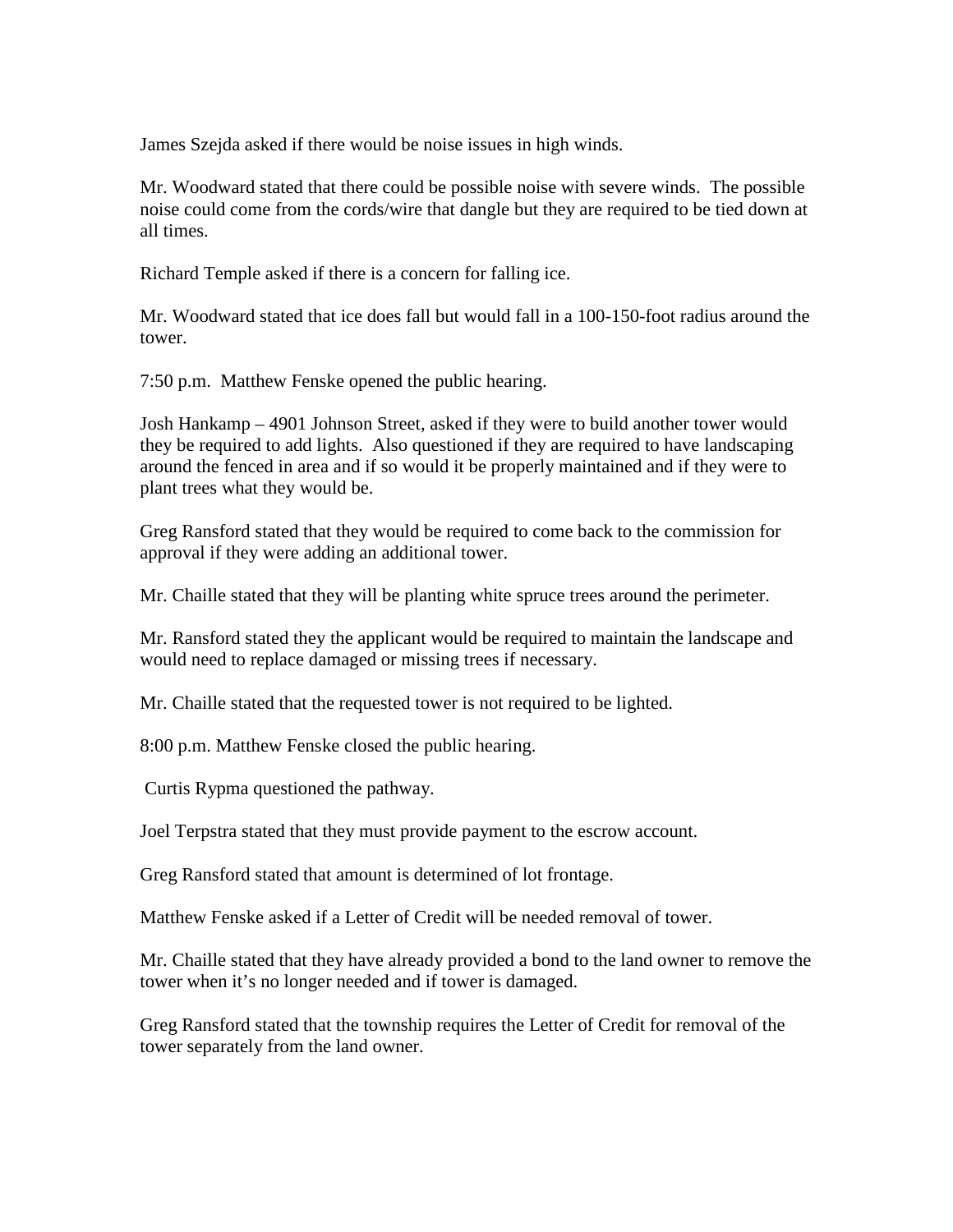James Szejda asked if there would be noise issues in high winds.

Mr. Woodward stated that there could be possible noise with severe winds. The possible noise could come from the cords/wire that dangle but they are required to be tied down at all times.

Richard Temple asked if there is a concern for falling ice.

Mr. Woodward stated that ice does fall but would fall in a 100-150-foot radius around the tower.

7:50 p.m. Matthew Fenske opened the public hearing.

Josh Hankamp – 4901 Johnson Street, asked if they were to build another tower would they be required to add lights. Also questioned if they are required to have landscaping around the fenced in area and if so would it be properly maintained and if they were to plant trees what they would be.

Greg Ransford stated that they would be required to come back to the commission for approval if they were adding an additional tower.

Mr. Chaille stated that they will be planting white spruce trees around the perimeter.

Mr. Ransford stated they the applicant would be required to maintain the landscape and would need to replace damaged or missing trees if necessary.

Mr. Chaille stated that the requested tower is not required to be lighted.

8:00 p.m. Matthew Fenske closed the public hearing.

Curtis Rypma questioned the pathway.

Joel Terpstra stated that they must provide payment to the escrow account.

Greg Ransford stated that amount is determined of lot frontage.

Matthew Fenske asked if a Letter of Credit will be needed removal of tower.

Mr. Chaille stated that they have already provided a bond to the land owner to remove the tower when it's no longer needed and if tower is damaged.

Greg Ransford stated that the township requires the Letter of Credit for removal of the tower separately from the land owner.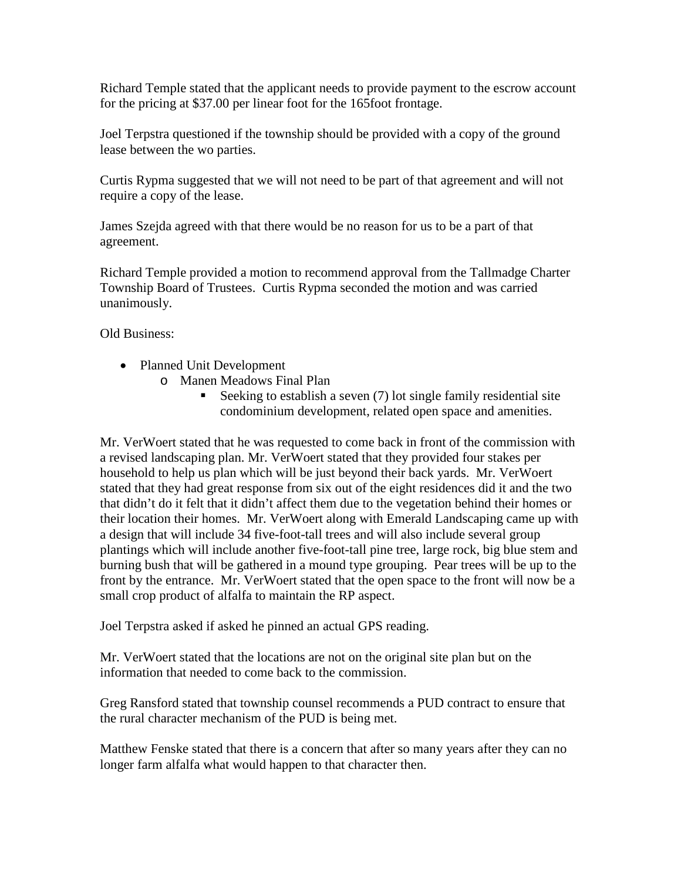Richard Temple stated that the applicant needs to provide payment to the escrow account for the pricing at $37.00 per linear foot for the 165foot frontage.

Joel Terpstra questioned if the township should be provided with a copy of the ground lease between the wo parties.

Curtis Rypma suggested that we will not need to be part of that agreement and will not require a copy of the lease.

James Szejda agreed with that there would be no reason for us to be a part of that agreement.

Richard Temple provided a motion to recommend approval from the Tallmadge Charter Township Board of Trustees. Curtis Rypma seconded the motion and was carried unanimously.

Old Business:

- Planned Unit Development
  - Manen Meadows Final Plan
    - Seeking to establish a seven (7) lot single family residential site condominium development, related open space and amenities.

Mr. VerWoert stated that he was requested to come back in front of the commission with a revised landscaping plan. Mr. VerWoert stated that they provided four stakes per household to help us plan which will be just beyond their back yards. Mr. VerWoert stated that they had great response from six out of the eight residences did it and the two that didn't do it felt that it didn't affect them due to the vegetation behind their homes or their location their homes. Mr. VerWoert along with Emerald Landscaping came up with a design that will include 34 five-foot-tall trees and will also include several group plantings which will include another five-foot-tall pine tree, large rock, big blue stem and burning bush that will be gathered in a mound type grouping. Pear trees will be up to the front by the entrance. Mr. VerWoert stated that the open space to the front will now be a small crop product of alfalfa to maintain the RP aspect.

Joel Terpstra asked if asked he pinned an actual GPS reading.

Mr. VerWoert stated that the locations are not on the original site plan but on the information that needed to come back to the commission.

Greg Ransford stated that township counsel recommends a PUD contract to ensure that the rural character mechanism of the PUD is being met.

Matthew Fenske stated that there is a concern that after so many years after they can no longer farm alfalfa what would happen to that character then.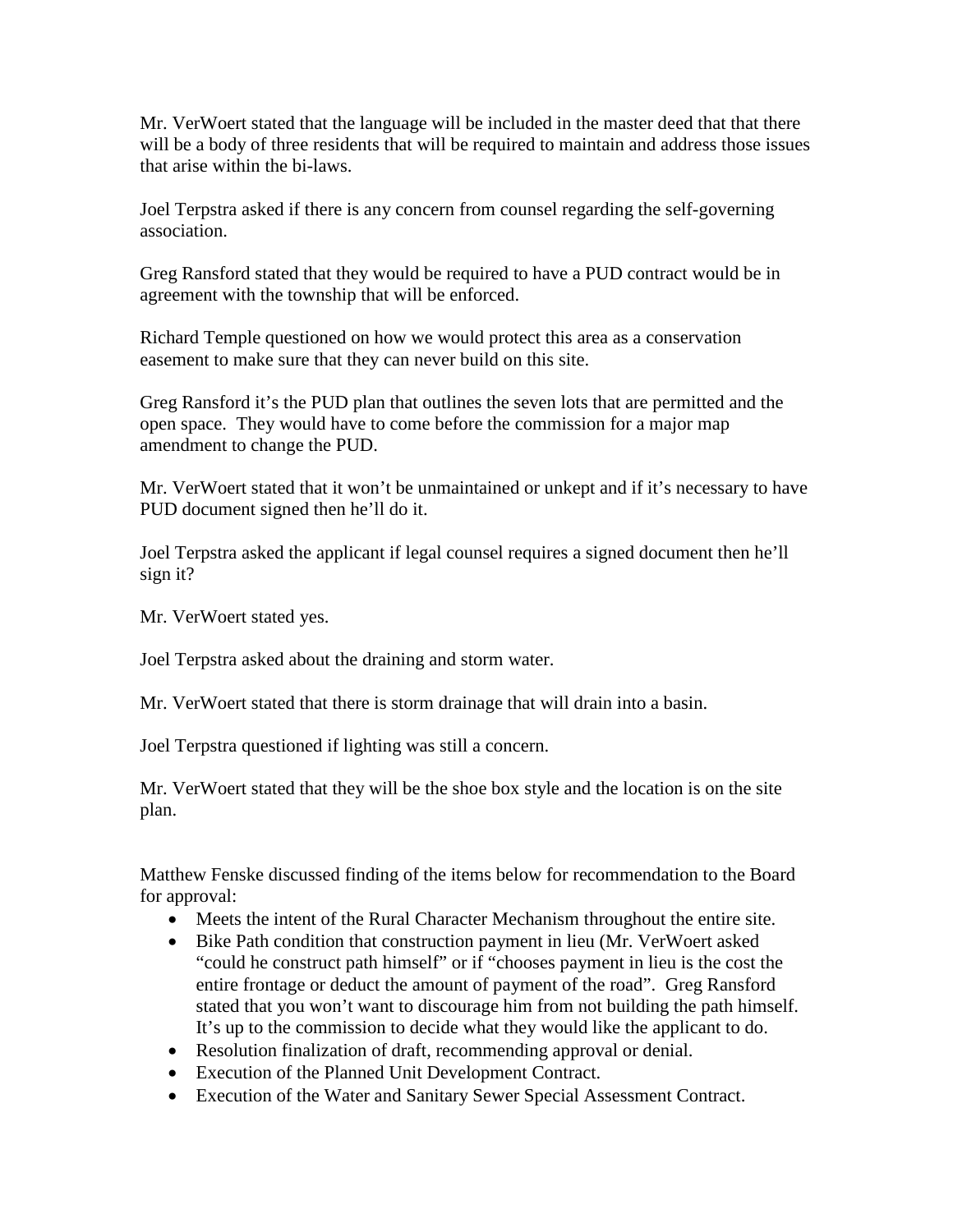Mr. VerWoert stated that the language will be included in the master deed that that there will be a body of three residents that will be required to maintain and address those issues that arise within the bi-laws.

Joel Terpstra asked if there is any concern from counsel regarding the self-governing association.

Greg Ransford stated that they would be required to have a PUD contract would be in agreement with the township that will be enforced.

Richard Temple questioned on how we would protect this area as a conservation easement to make sure that they can never build on this site.

Greg Ransford it's the PUD plan that outlines the seven lots that are permitted and the open space. They would have to come before the commission for a major map amendment to change the PUD.

Mr. VerWoert stated that it won't be unmaintained or unkept and if it's necessary to have PUD document signed then he'll do it.

Joel Terpstra asked the applicant if legal counsel requires a signed document then he'll sign it?

Mr. VerWoert stated yes.

Joel Terpstra asked about the draining and storm water.

Mr. VerWoert stated that there is storm drainage that will drain into a basin.

Joel Terpstra questioned if lighting was still a concern.

Mr. VerWoert stated that they will be the shoe box style and the location is on the site plan.

Matthew Fenske discussed finding of the items below for recommendation to the Board for approval:

- Meets the intent of the Rural Character Mechanism throughout the entire site.
- Bike Path condition that construction payment in lieu (Mr. VerWoert asked "could he construct path himself" or if "chooses payment in lieu is the cost the entire frontage or deduct the amount of payment of the road". Greg Ransford stated that you won't want to discourage him from not building the path himself. It's up to the commission to decide what they would like the applicant to do.
- Resolution finalization of draft, recommending approval or denial.
- Execution of the Planned Unit Development Contract.
- Execution of the Water and Sanitary Sewer Special Assessment Contract.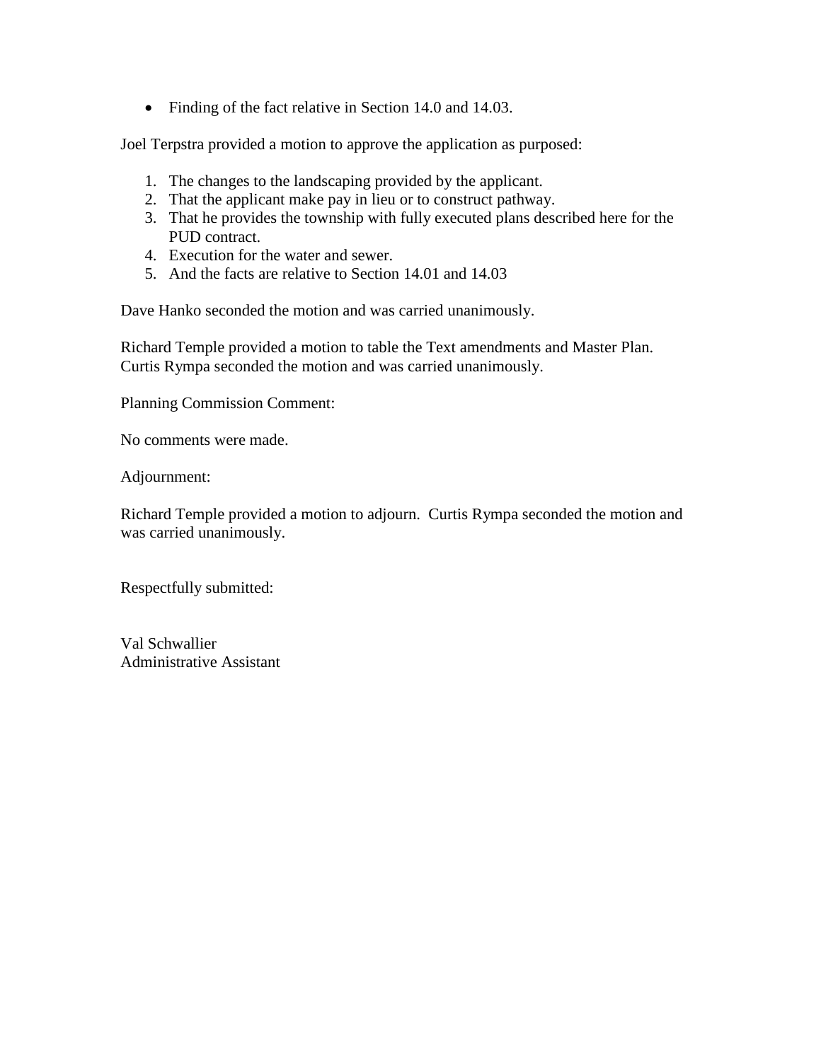- Finding of the fact relative in Section 14.0 and 14.03.

Joel Terpstra provided a motion to approve the application as purposed:

1. The changes to the landscaping provided by the applicant.
2. That the applicant make pay in lieu or to construct pathway.
3. That he provides the township with fully executed plans described here for the PUD contract.
4. Execution for the water and sewer.
5. And the facts are relative to Section 14.01 and 14.03

Dave Hanko seconded the motion and was carried unanimously.

Richard Temple provided a motion to table the Text amendments and Master Plan. Curtis Rympa seconded the motion and was carried unanimously.

Planning Commission Comment:

No comments were made.

Adjournment:

Richard Temple provided a motion to adjourn. Curtis Rympa seconded the motion and was carried unanimously.

Respectfully submitted:

Val Schwallier
Administrative Assistant